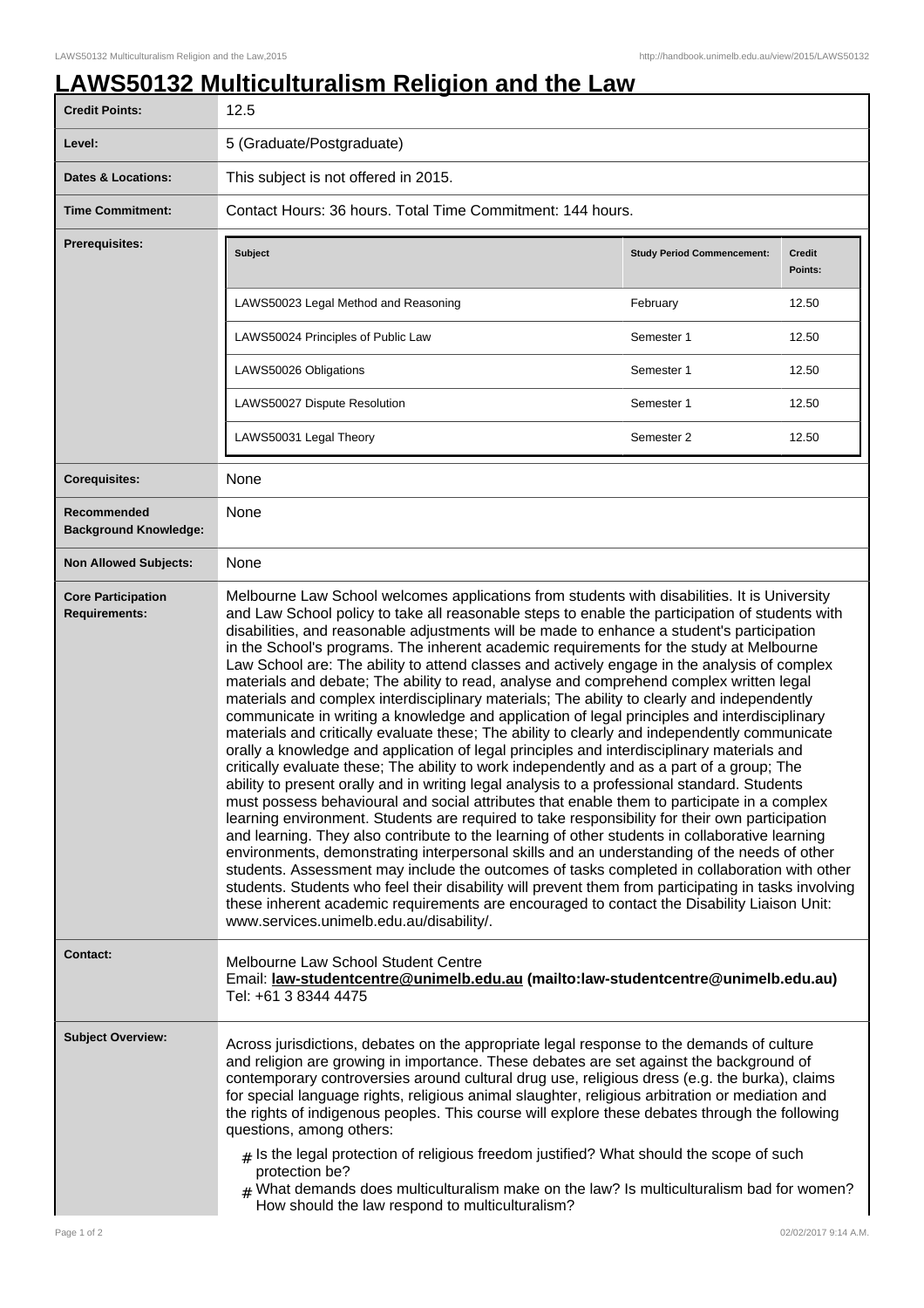# LAWS50132 Multiculturalism Religion and the Law

| | |
|---|---|
| **Credit Points:** | 12.5 |
| **Level:** | 5 (Graduate/Postgraduate) |
| **Dates & Locations:** | This subject is not offered in 2015. |
| **Time Commitment:** | Contact Hours: 36 hours. Total Time Commitment: 144 hours. |
| **Prerequisites:** | See table below |
| **Corequisites:** | None |
| **Recommended Background Knowledge:** | None |
| **Non Allowed Subjects:** | None |
| **Core Participation Requirements:** | Melbourne Law School welcomes applications from students with disabilities. It is University and Law School policy to take all reasonable steps to enable the participation of students with disabilities, and reasonable adjustments will be made to enhance a student's participation in the School's programs. The inherent academic requirements for the study at Melbourne Law School are: The ability to attend classes and actively engage in the analysis of complex materials and debate; The ability to read, analyse and comprehend complex written legal materials and complex interdisciplinary materials; The ability to clearly and independently communicate in writing a knowledge and application of legal principles and interdisciplinary materials and critically evaluate these; The ability to clearly and independently communicate orally a knowledge and application of legal principles and interdisciplinary materials and critically evaluate these; The ability to work independently and as a part of a group; The ability to present orally and in writing legal analysis to a professional standard. Students must possess behavioural and social attributes that enable them to participate in a complex learning environment. Students are required to take responsibility for their own participation and learning. They also contribute to the learning of other students in collaborative learning environments, demonstrating interpersonal skills and an understanding of the needs of other students. Assessment may include the outcomes of tasks completed in collaboration with other students. Students who feel their disability will prevent them from participating in tasks involving these inherent academic requirements are encouraged to contact the Disability Liaison Unit: www.services.unimelb.edu.au/disability/. |
| **Contact:** | Melbourne Law School Student Centre<br>Email: **law-studentcentre@unimelb.edu.au (mailto:law-studentcentre@unimelb.edu.au)**<br>Tel: +61 3 8344 4475 |

**Prerequisites:**

| Subject | Study Period Commencement: | Credit Points: |
|---|---|---|
| LAWS50023 Legal Method and Reasoning | February | 12.50 |
| LAWS50024 Principles of Public Law | Semester 1 | 12.50 |
| LAWS50026 Obligations | Semester 1 | 12.50 |
| LAWS50027 Dispute Resolution | Semester 1 | 12.50 |
| LAWS50031 Legal Theory | Semester 2 | 12.50 |

**Subject Overview:**

Across jurisdictions, debates on the appropriate legal response to the demands of culture and religion are growing in importance. These debates are set against the background of contemporary controversies around cultural drug use, religious dress (e.g. the burka), claims for special language rights, religious animal slaughter, religious arbitration or mediation and the rights of indigenous peoples. This course will explore these debates through the following questions, among others:

- Is the legal protection of religious freedom justified? What should the scope of such protection be?
- What demands does multiculturalism make on the law? Is multiculturalism bad for women? How should the law respond to multiculturalism?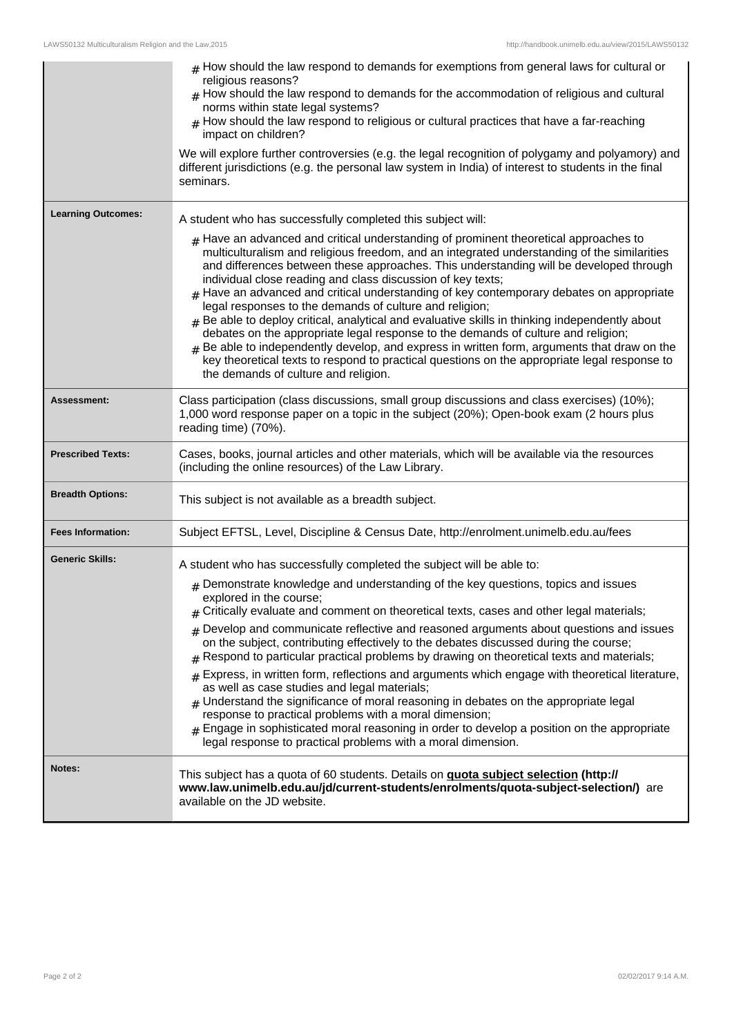| | |
|---|---|
| | # How should the law respond to demands for exemptions from general laws for cultural or religious reasons?<br># How should the law respond to demands for the accommodation of religious and cultural norms within state legal systems?<br># How should the law respond to religious or cultural practices that have a far-reaching impact on children?<br><br>We will explore further controversies (e.g. the legal recognition of polygamy and polyamory) and different jurisdictions (e.g. the personal law system in India) of interest to students in the final seminars. |
| **Learning Outcomes:** | A student who has successfully completed this subject will:<br><br># Have an advanced and critical understanding of prominent theoretical approaches to multiculturalism and religious freedom, and an integrated understanding of the similarities and differences between these approaches. This understanding will be developed through individual close reading and class discussion of key texts;<br># Have an advanced and critical understanding of key contemporary debates on appropriate legal responses to the demands of culture and religion;<br># Be able to deploy critical, analytical and evaluative skills in thinking independently about debates on the appropriate legal response to the demands of culture and religion;<br># Be able to independently develop, and express in written form, arguments that draw on the key theoretical texts to respond to practical questions on the appropriate legal response to the demands of culture and religion. |
| **Assessment:** | Class participation (class discussions, small group discussions and class exercises) (10%); 1,000 word response paper on a topic in the subject (20%); Open-book exam (2 hours plus reading time) (70%). |
| **Prescribed Texts:** | Cases, books, journal articles and other materials, which will be available via the resources (including the online resources) of the Law Library. |
| **Breadth Options:** | This subject is not available as a breadth subject. |
| **Fees Information:** | Subject EFTSL, Level, Discipline & Census Date, http://enrolment.unimelb.edu.au/fees |
| **Generic Skills:** | A student who has successfully completed the subject will be able to:<br><br># Demonstrate knowledge and understanding of the key questions, topics and issues explored in the course;<br># Critically evaluate and comment on theoretical texts, cases and other legal materials;<br># Develop and communicate reflective and reasoned arguments about questions and issues on the subject, contributing effectively to the debates discussed during the course;<br># Respond to particular practical problems by drawing on theoretical texts and materials;<br># Express, in written form, reflections and arguments which engage with theoretical literature, as well as case studies and legal materials;<br># Understand the significance of moral reasoning in debates on the appropriate legal response to practical problems with a moral dimension;<br># Engage in sophisticated moral reasoning in order to develop a position on the appropriate legal response to practical problems with a moral dimension. |
| **Notes:** | This subject has a quota of 60 students. Details on **quota subject selection (http://www.law.unimelb.edu.au/jd/current-students/enrolments/quota-subject-selection/)** are available on the JD website. |